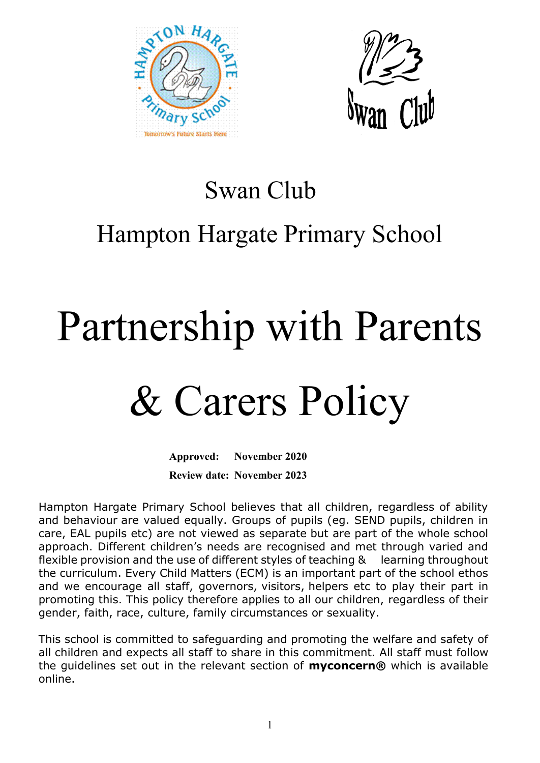# Swan Club

## Hampton Hargate Primary School

# Partnership with Parents & Carers Policy

**Approved: November 2020**

**Review date: November 2023**

Hampton Hargate Primary School believes that all children, regardless of ability and behaviour are valued equally. Groups of pupils (eg. SEND pupils, children in care, EAL pupils etc) are not viewed as separate but are part of the whole school approach. Different children's needs are recognised and met through varied and flexible provision and the use of different styles of teaching & learning throughout the curriculum. Every Child Matters (ECM) is an important part of the school ethos and we encourage all staff, governors, visitors, helpers etc to play their part in promoting this. This policy therefore applies to all our children, regardless of their gender, faith, race, culture, family circumstances or sexuality.

This school is committed to safeguarding and promoting the welfare and safety of all children and expects all staff to share in this commitment. All staff must follow the guidelines set out in the relevant section of **myconcern®** which is available online.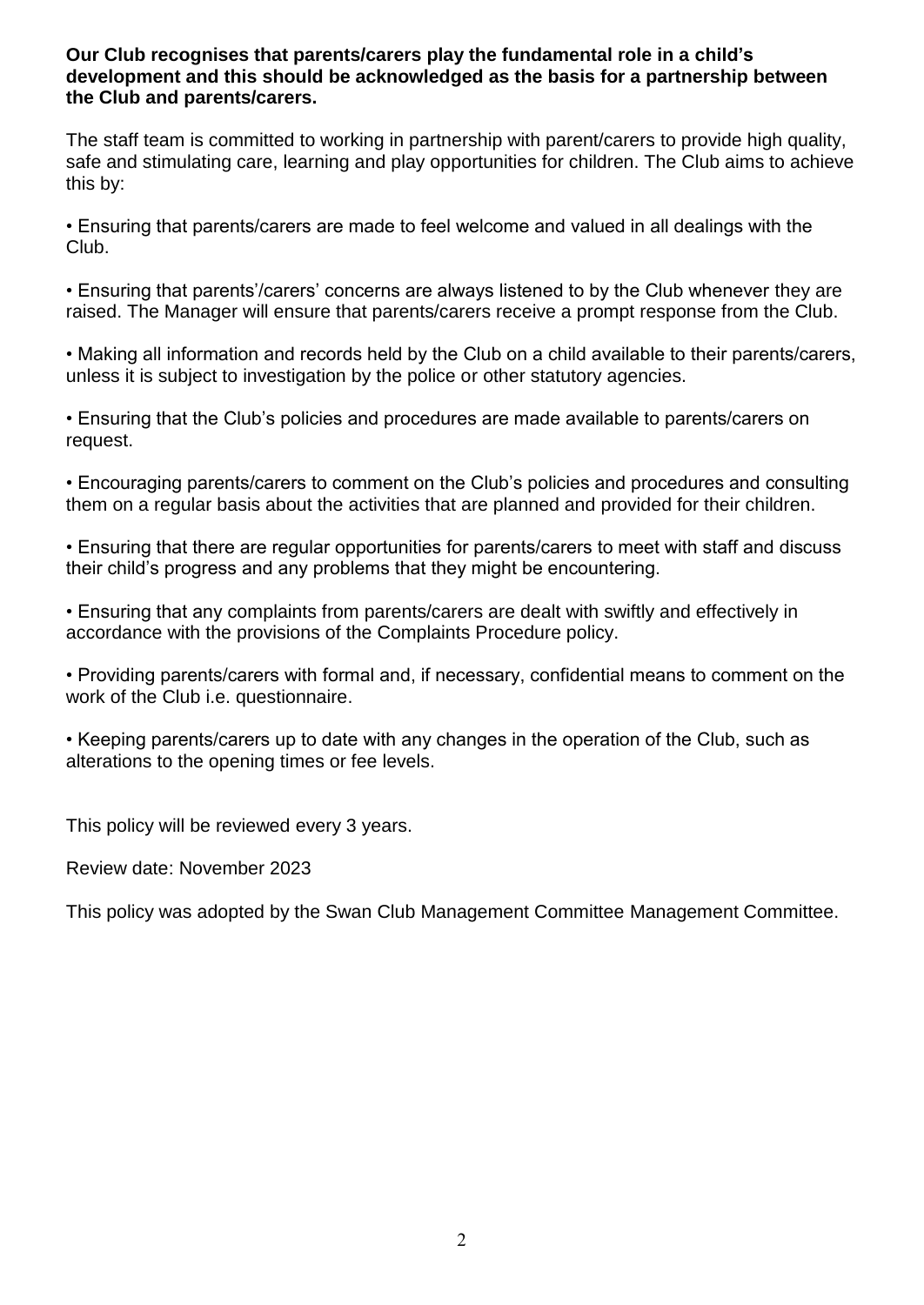**Our Club recognises that parents/carers play the fundamental role in a child's development and this should be acknowledged as the basis for a partnership between the Club and parents/carers.**

The staff team is committed to working in partnership with parent/carers to provide high quality, safe and stimulating care, learning and play opportunities for children. The Club aims to achieve this by:

- Ensuring that parents/carers are made to feel welcome and valued in all dealings with the Club.
- Ensuring that parents'/carers' concerns are always listened to by the Club whenever they are raised. The Manager will ensure that parents/carers receive a prompt response from the Club.
- Making all information and records held by the Club on a child available to their parents/carers, unless it is subject to investigation by the police or other statutory agencies.
- Ensuring that the Club's policies and procedures are made available to parents/carers on request.
- Encouraging parents/carers to comment on the Club's policies and procedures and consulting them on a regular basis about the activities that are planned and provided for their children.
- Ensuring that there are regular opportunities for parents/carers to meet with staff and discuss their child's progress and any problems that they might be encountering.
- Ensuring that any complaints from parents/carers are dealt with swiftly and effectively in accordance with the provisions of the Complaints Procedure policy.
- Providing parents/carers with formal and, if necessary, confidential means to comment on the work of the Club i.e. questionnaire.
- Keeping parents/carers up to date with any changes in the operation of the Club, such as alterations to the opening times or fee levels.

This policy will be reviewed every 3 years.

Review date: November 2023

This policy was adopted by the Swan Club Management Committee Management Committee.